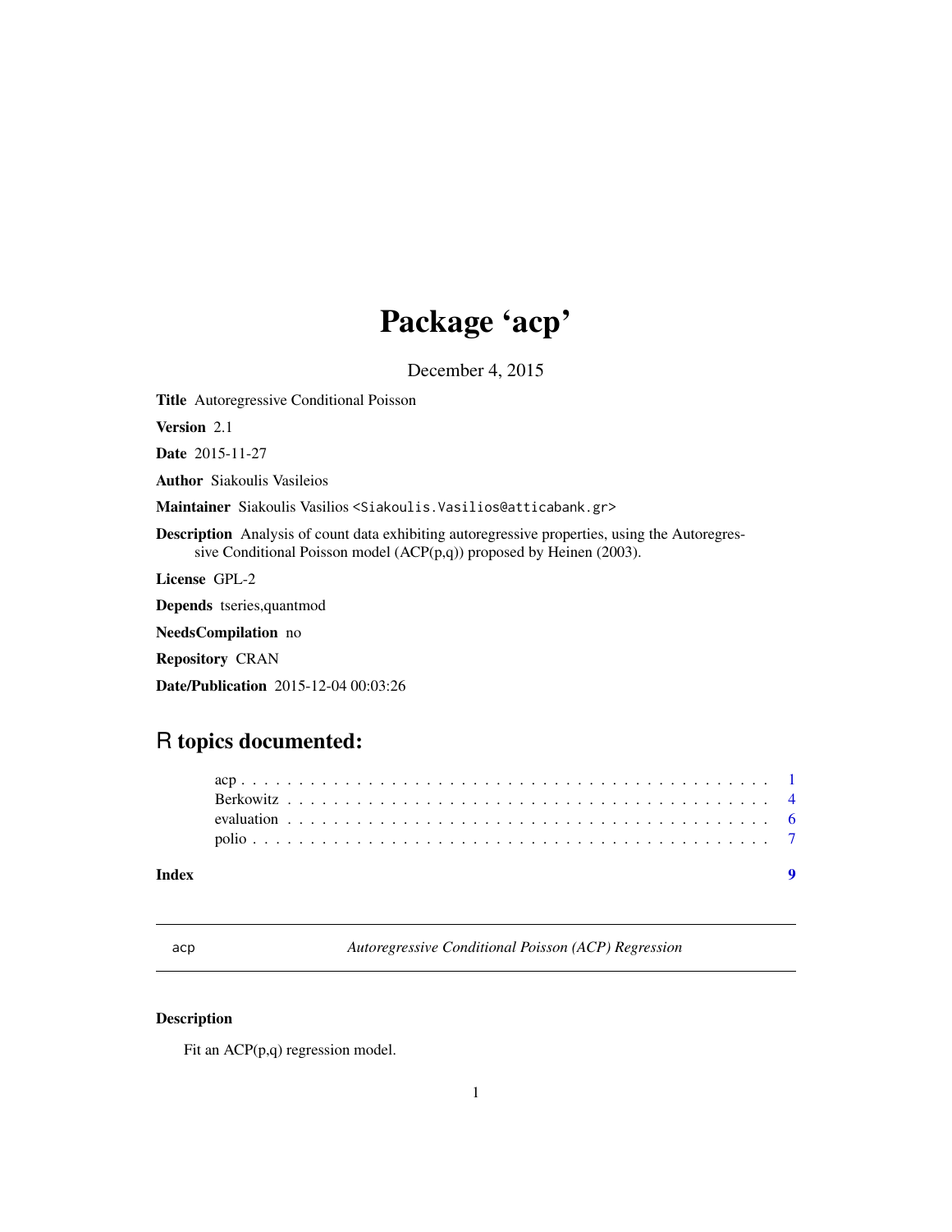# Package 'acp'

December 4, 2015

**Title** Autoregressive Conditional Poisson

**Version** 2.1

**Date** 2015-11-27

**Author** Siakoulis Vasileios

**Maintainer** Siakoulis Vasilios <Siakoulis.Vasilios@atticabank.gr>

**Description** Analysis of count data exhibiting autoregressive properties, using the Autoregressive Conditional Poisson model (ACP(p,q)) proposed by Heinen (2003).

**License** GPL-2

**Depends** tseries,quantmod

**NeedsCompilation** no

**Repository** CRAN

**Date/Publication** 2015-12-04 00:03:26

## R topics documented:

- acp . . . . . . . . . . . . . . . . . . . . . . . . . . . . . . . . . . . . . . . . . . . . 1
- Berkowitz . . . . . . . . . . . . . . . . . . . . . . . . . . . . . . . . . . . . . . . . . 4
- evaluation . . . . . . . . . . . . . . . . . . . . . . . . . . . . . . . . . . . . . . . . . 6
- polio . . . . . . . . . . . . . . . . . . . . . . . . . . . . . . . . . . . . . . . . . . . . 7

**Index** 9

---

`acp` *Autoregressive Conditional Poisson (ACP) Regression*

---

### Description

Fit an ACP(p,q) regression model.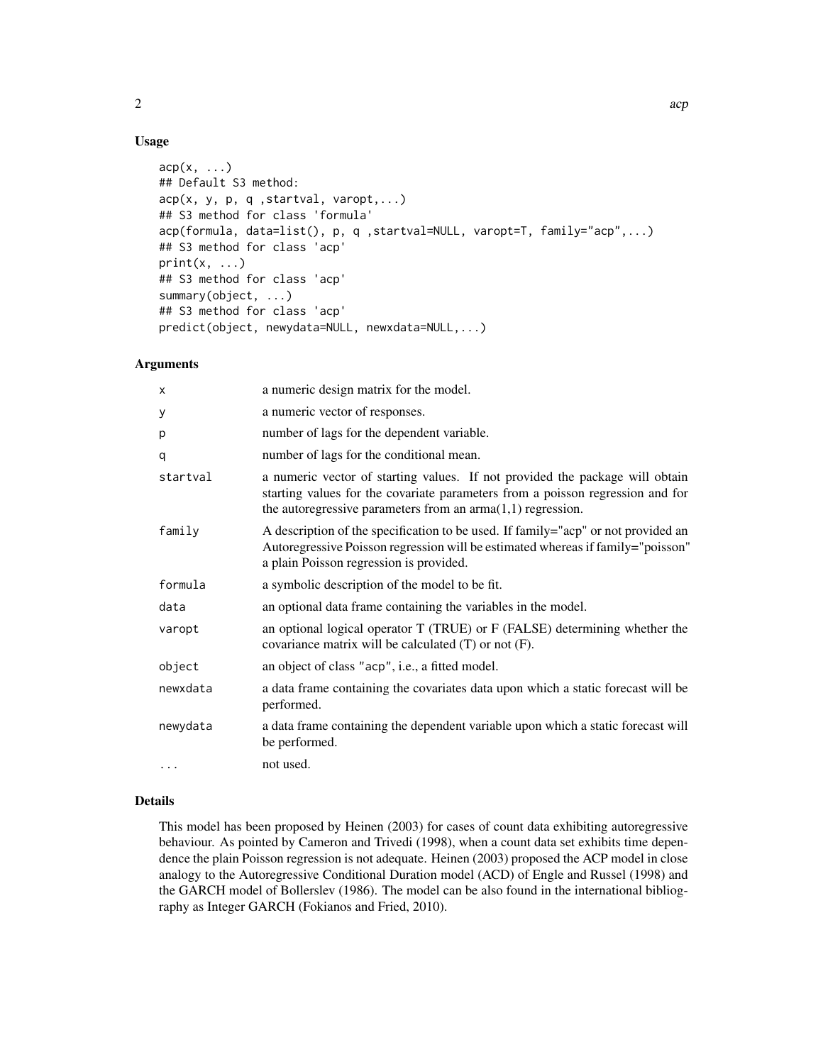## Usage

```
acp(x, ...)
## Default S3 method:
acp(x, y, p, q ,startval, varopt,...)
## S3 method for class 'formula'
acp(formula, data=list(), p, q ,startval=NULL, varopt=T, family="acp",...)
## S3 method for class 'acp'
print(x, ...)
## S3 method for class 'acp'
summary(object, ...)
## S3 method for class 'acp'
predict(object, newydata=NULL, newxdata=NULL,...)
```

## Arguments

| | |
|---|---|
| x | a numeric design matrix for the model. |
| y | a numeric vector of responses. |
| p | number of lags for the dependent variable. |
| q | number of lags for the conditional mean. |
| startval | a numeric vector of starting values. If not provided the package will obtain starting values for the covariate parameters from a poisson regression and for the autoregressive parameters from an arma(1,1) regression. |
| family | A description of the specification to be used. If family="acp" or not provided an Autoregressive Poisson regression will be estimated whereas if family="poisson" a plain Poisson regression is provided. |
| formula | a symbolic description of the model to be fit. |
| data | an optional data frame containing the variables in the model. |
| varopt | an optional logical operator T (TRUE) or F (FALSE) determining whether the covariance matrix will be calculated (T) or not (F). |
| object | an object of class "acp", i.e., a fitted model. |
| newxdata | a data frame containing the covariates data upon which a static forecast will be performed. |
| newydata | a data frame containing the dependent variable upon which a static forecast will be performed. |
| ... | not used. |

## Details

This model has been proposed by Heinen (2003) for cases of count data exhibiting autoregressive behaviour. As pointed by Cameron and Trivedi (1998), when a count data set exhibits time dependence the plain Poisson regression is not adequate. Heinen (2003) proposed the ACP model in close analogy to the Autoregressive Conditional Duration model (ACD) of Engle and Russel (1998) and the GARCH model of Bollerslev (1986). The model can be also found in the international bibliography as Integer GARCH (Fokianos and Fried, 2010).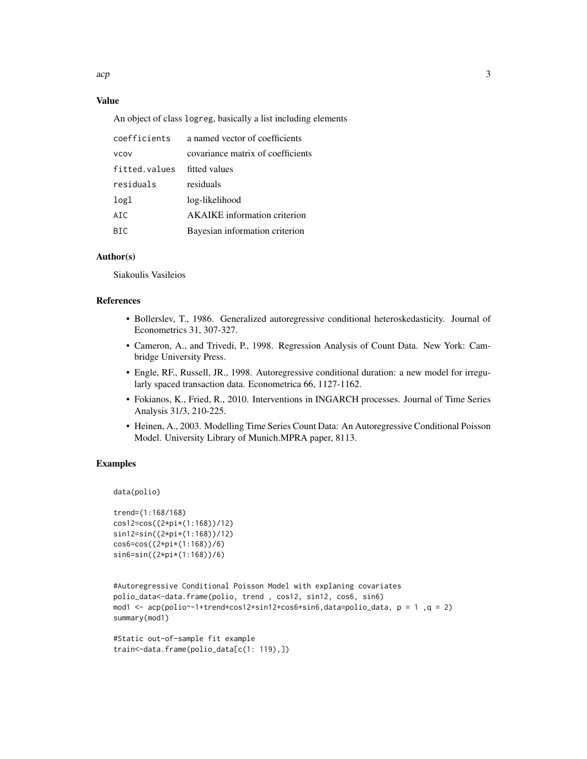## Value

An object of class `logreg`, basically a list including elements

| | |
|---|---|
| `coefficients` | a named vector of coefficients |
| `vcov` | covariance matrix of coefficients |
| `fitted.values` | fitted values |
| `residuals` | residuals |
| `logl` | log-likelihood |
| `AIC` | AKAIKE information criterion |
| `BIC` | Bayesian information criterion |

## Author(s)

Siakoulis Vasileios

## References

- Bollerslev, T., 1986. Generalized autoregressive conditional heteroskedasticity. Journal of Econometrics 31, 307-327.
- Cameron, A., and Trivedi, P., 1998. Regression Analysis of Count Data. New York: Cambridge University Press.
- Engle, RF., Russell, JR., 1998. Autoregressive conditional duration: a new model for irregularly spaced transaction data. Econometrica 66, 1127-1162.
- Fokianos, K., Fried, R., 2010. Interventions in INGARCH processes. Journal of Time Series Analysis 31/3, 210-225.
- Heinen, A., 2003. Modelling Time Series Count Data: An Autoregressive Conditional Poisson Model. University Library of Munich.MPRA paper, 8113.

## Examples

```
data(polio)

trend=(1:168/168)
cos12=cos((2*pi*(1:168))/12)
sin12=sin((2*pi*(1:168))/12)
cos6=cos((2*pi*(1:168))/6)
sin6=sin((2*pi*(1:168))/6)


#Autoregressive Conditional Poisson Model with explaning covariates
polio_data<-data.frame(polio, trend , cos12, sin12, cos6, sin6)
mod1 <- acp(polio~-1+trend+cos12+sin12+cos6+sin6,data=polio_data, p = 1 ,q = 2)
summary(mod1)

#Static out-of-sample fit example
train<-data.frame(polio_data[c(1: 119),])
```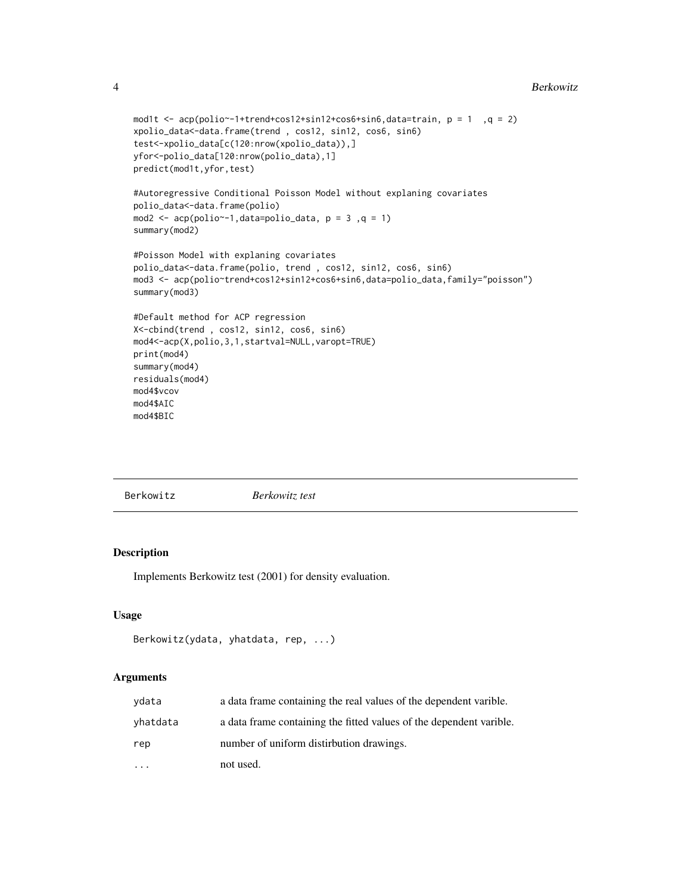```
mod1t <- acp(polio~-1+trend+cos12+sin12+cos6+sin6,data=train, p = 1  ,q = 2)
xpolio_data<-data.frame(trend , cos12, sin12, cos6, sin6)
test<-xpolio_data[c(120:nrow(xpolio_data)),]
yfor<-polio_data[120:nrow(polio_data),1]
predict(mod1t,yfor,test)

#Autoregressive Conditional Poisson Model without explaning covariates
polio_data<-data.frame(polio)
mod2 <- acp(polio~-1,data=polio_data, p = 3 ,q = 1)
summary(mod2)

#Poisson Model with explaning covariates
polio_data<-data.frame(polio, trend , cos12, sin12, cos6, sin6)
mod3 <- acp(polio~trend+cos12+sin12+cos6+sin6,data=polio_data,family="poisson")
summary(mod3)

#Default method for ACP regression
X<-cbind(trend , cos12, sin12, cos6, sin6)
mod4<-acp(X,polio,3,1,startval=NULL,varopt=TRUE)
print(mod4)
summary(mod4)
residuals(mod4)
mod4$vcov
mod4$AIC
mod4$BIC
```

---

## Berkowitz — *Berkowitz test*

### Description

Implements Berkowitz test (2001) for density evaluation.

### Usage

```
Berkowitz(ydata, yhatdata, rep, ...)
```

### Arguments

| | |
|---|---|
| `ydata` | a data frame containing the real values of the dependent varible. |
| `yhatdata` | a data frame containing the fitted values of the dependent varible. |
| `rep` | number of uniform distirbution drawings. |
| `...` | not used. |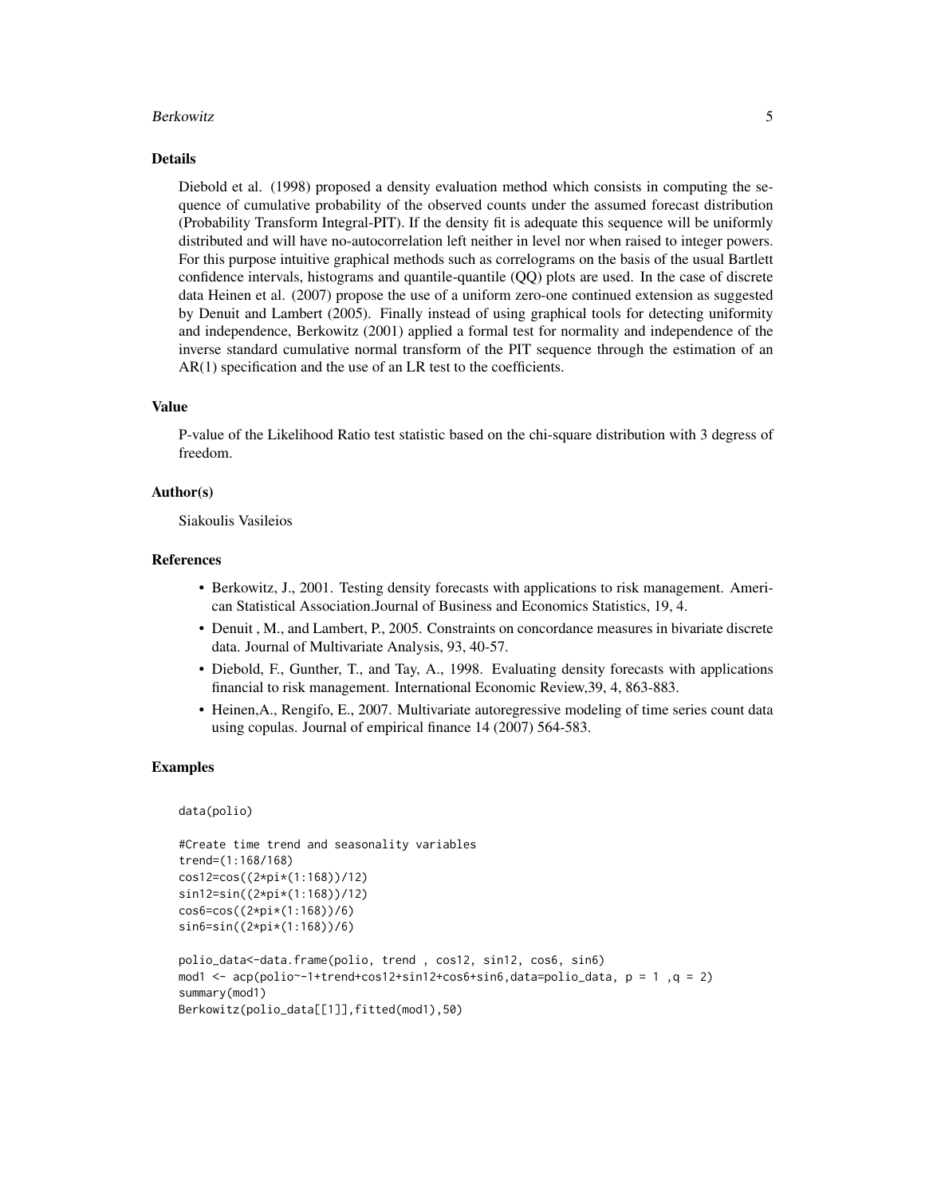## Details

Diebold et al. (1998) proposed a density evaluation method which consists in computing the sequence of cumulative probability of the observed counts under the assumed forecast distribution (Probability Transform Integral-PIT). If the density fit is adequate this sequence will be uniformly distributed and will have no-autocorrelation left neither in level nor when raised to integer powers. For this purpose intuitive graphical methods such as correlograms on the basis of the usual Bartlett confidence intervals, histograms and quantile-quantile (QQ) plots are used. In the case of discrete data Heinen et al. (2007) propose the use of a uniform zero-one continued extension as suggested by Denuit and Lambert (2005). Finally instead of using graphical tools for detecting uniformity and independence, Berkowitz (2001) applied a formal test for normality and independence of the inverse standard cumulative normal transform of the PIT sequence through the estimation of an AR(1) specification and the use of an LR test to the coefficients.

## Value

P-value of the Likelihood Ratio test statistic based on the chi-square distribution with 3 degress of freedom.

## Author(s)

Siakoulis Vasileios

## References

- Berkowitz, J., 2001. Testing density forecasts with applications to risk management. American Statistical Association.Journal of Business and Economics Statistics, 19, 4.
- Denuit , M., and Lambert, P., 2005. Constraints on concordance measures in bivariate discrete data. Journal of Multivariate Analysis, 93, 40-57.
- Diebold, F., Gunther, T., and Tay, A., 1998. Evaluating density forecasts with applications financial to risk management. International Economic Review,39, 4, 863-883.
- Heinen,A., Rengifo, E., 2007. Multivariate autoregressive modeling of time series count data using copulas. Journal of empirical finance 14 (2007) 564-583.

## Examples

```
data(polio)

#Create time trend and seasonality variables
trend=(1:168/168)
cos12=cos((2*pi*(1:168))/12)
sin12=sin((2*pi*(1:168))/12)
cos6=cos((2*pi*(1:168))/6)
sin6=sin((2*pi*(1:168))/6)

polio_data<-data.frame(polio, trend , cos12, sin12, cos6, sin6)
mod1 <- acp(polio~-1+trend+cos12+sin12+cos6+sin6,data=polio_data, p = 1 ,q = 2)
summary(mod1)
Berkowitz(polio_data[[1]],fitted(mod1),50)
```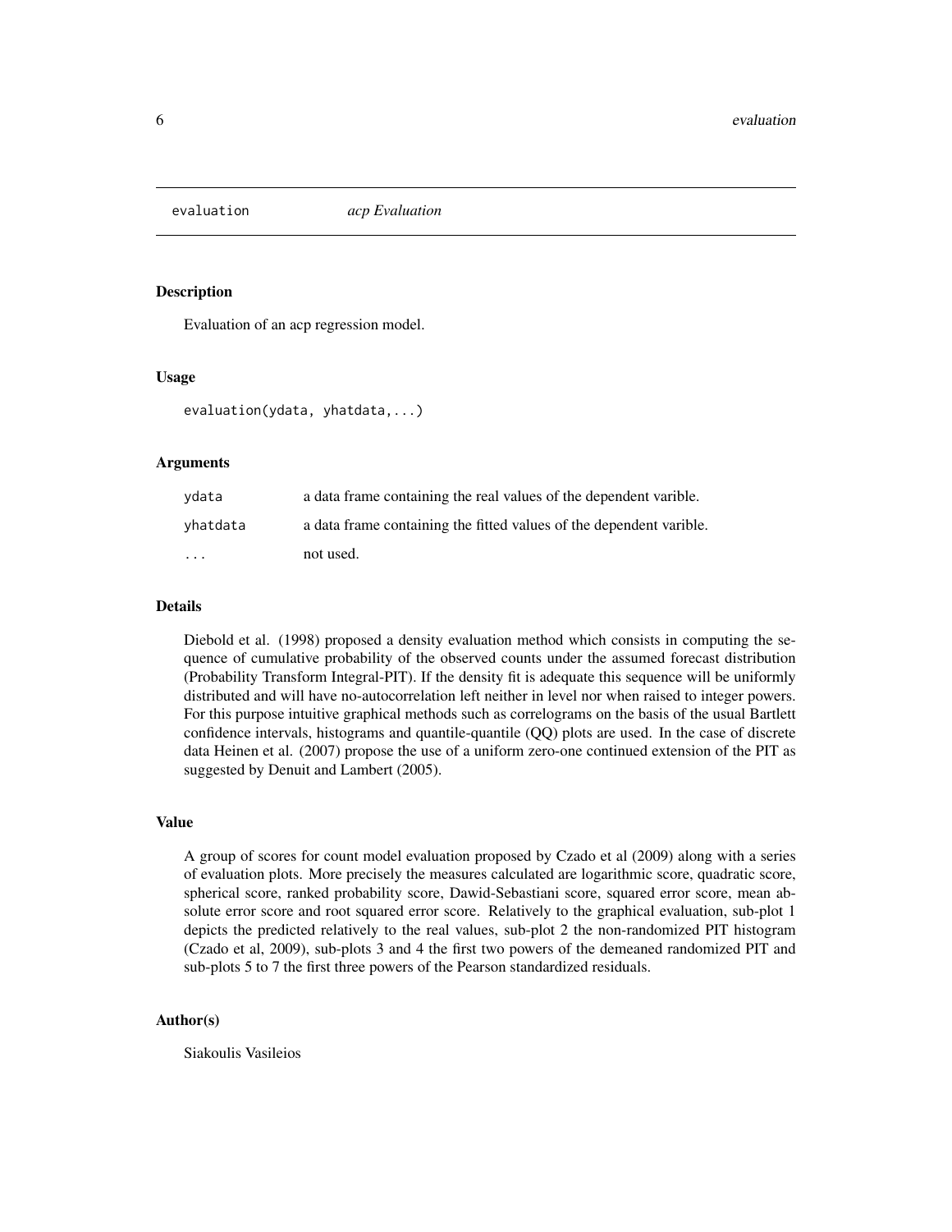evaluation *acp Evaluation*

## Description

Evaluation of an acp regression model.

## Usage

```
evaluation(ydata, yhatdata,...)
```

## Arguments

| | |
|---|---|
| ydata | a data frame containing the real values of the dependent varible. |
| yhatdata | a data frame containing the fitted values of the dependent varible. |
| ... | not used. |

## Details

Diebold et al. (1998) proposed a density evaluation method which consists in computing the sequence of cumulative probability of the observed counts under the assumed forecast distribution (Probability Transform Integral-PIT). If the density fit is adequate this sequence will be uniformly distributed and will have no-autocorrelation left neither in level nor when raised to integer powers. For this purpose intuitive graphical methods such as correlograms on the basis of the usual Bartlett confidence intervals, histograms and quantile-quantile (QQ) plots are used. In the case of discrete data Heinen et al. (2007) propose the use of a uniform zero-one continued extension of the PIT as suggested by Denuit and Lambert (2005).

## Value

A group of scores for count model evaluation proposed by Czado et al (2009) along with a series of evaluation plots. More precisely the measures calculated are logarithmic score, quadratic score, spherical score, ranked probability score, Dawid-Sebastiani score, squared error score, mean absolute error score and root squared error score. Relatively to the graphical evaluation, sub-plot 1 depicts the predicted relatively to the real values, sub-plot 2 the non-randomized PIT histogram (Czado et al, 2009), sub-plots 3 and 4 the first two powers of the demeaned randomized PIT and sub-plots 5 to 7 the first three powers of the Pearson standardized residuals.

## Author(s)

Siakoulis Vasileios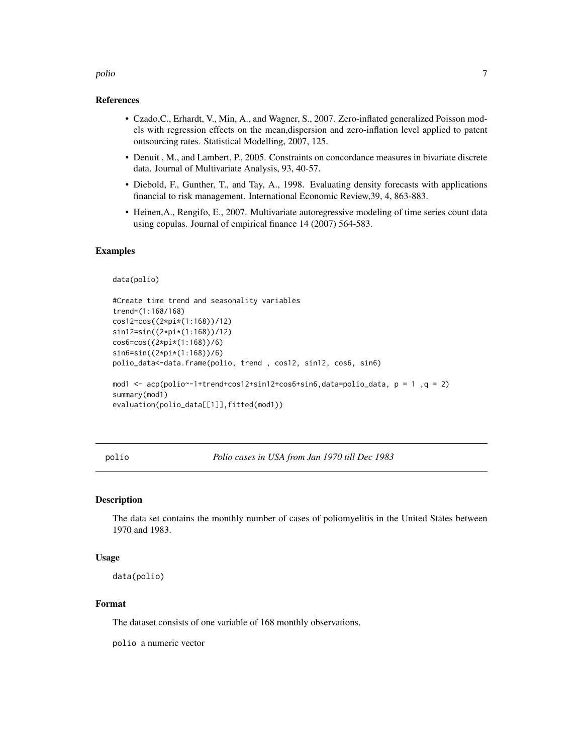### References

- Czado,C., Erhardt, V., Min, A., and Wagner, S., 2007. Zero-inflated generalized Poisson models with regression effects on the mean,dispersion and zero-inflation level applied to patent outsourcing rates. Statistical Modelling, 2007, 125.
- Denuit , M., and Lambert, P., 2005. Constraints on concordance measures in bivariate discrete data. Journal of Multivariate Analysis, 93, 40-57.
- Diebold, F., Gunther, T., and Tay, A., 1998. Evaluating density forecasts with applications financial to risk management. International Economic Review,39, 4, 863-883.
- Heinen,A., Rengifo, E., 2007. Multivariate autoregressive modeling of time series count data using copulas. Journal of empirical finance 14 (2007) 564-583.

### Examples

```
data(polio)

#Create time trend and seasonality variables
trend=(1:168/168)
cos12=cos((2*pi*(1:168))/12)
sin12=sin((2*pi*(1:168))/12)
cos6=cos((2*pi*(1:168))/6)
sin6=sin((2*pi*(1:168))/6)
polio_data<-data.frame(polio, trend , cos12, sin12, cos6, sin6)

mod1 <- acp(polio~-1+trend+cos12+sin12+cos6+sin6,data=polio_data, p = 1 ,q = 2)
summary(mod1)
evaluation(polio_data[[1]],fitted(mod1))
```

## polio — *Polio cases in USA from Jan 1970 till Dec 1983*

### Description

The data set contains the monthly number of cases of poliomyelitis in the United States between 1970 and 1983.

### Usage

```
data(polio)
```

### Format

The dataset consists of one variable of 168 monthly observations.

polio a numeric vector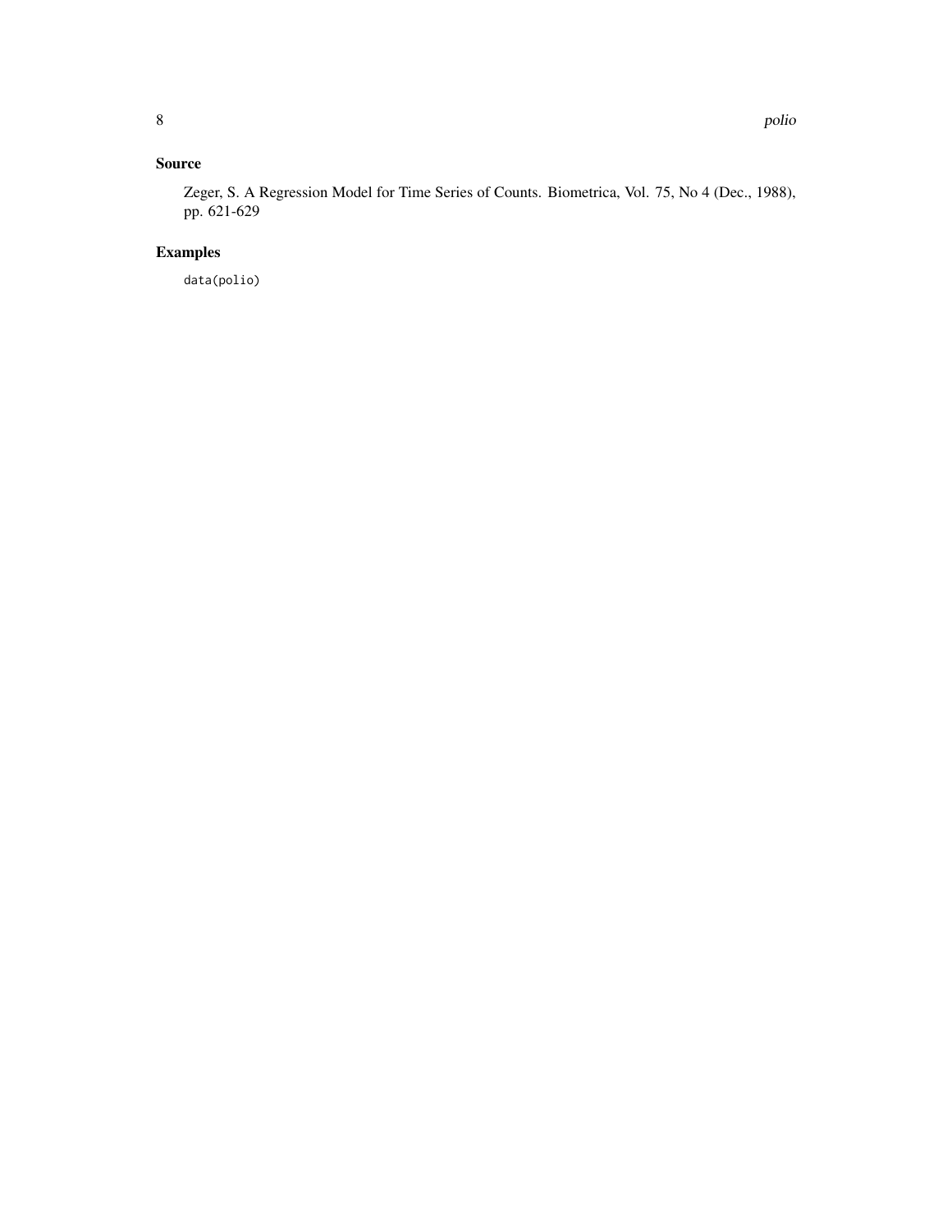## Source

Zeger, S. A Regression Model for Time Series of Counts. Biometrica, Vol. 75, No 4 (Dec., 1988), pp. 621-629

## Examples

```
data(polio)
```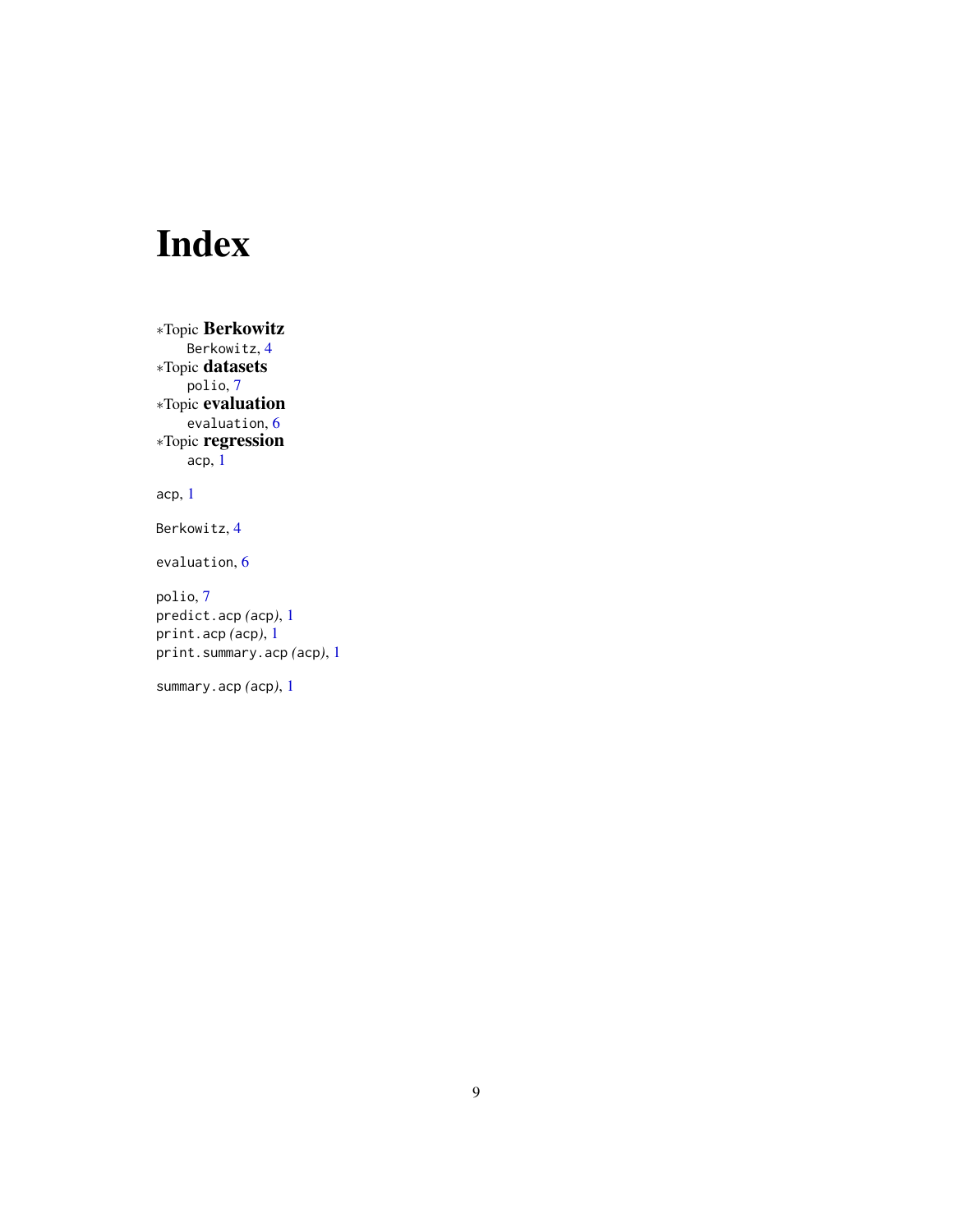# Index

∗Topic **Berkowitz**
  Berkowitz, 4
∗Topic **datasets**
  polio, 7
∗Topic **evaluation**
  evaluation, 6
∗Topic **regression**
  acp, 1

acp, 1

Berkowitz, 4

evaluation, 6

polio, 7
predict.acp *(acp)*, 1
print.acp *(acp)*, 1
print.summary.acp *(acp)*, 1

summary.acp *(acp)*, 1